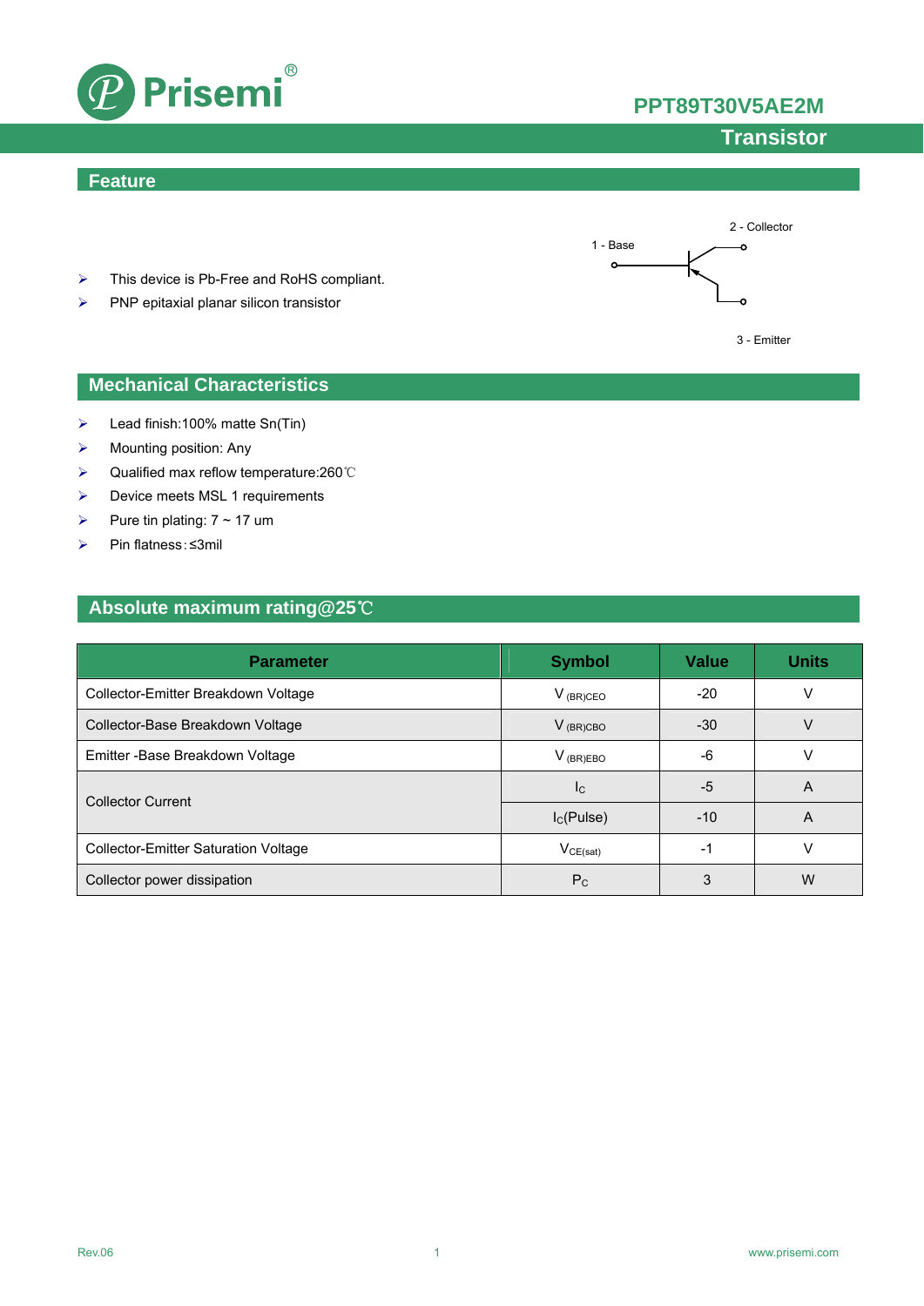# PPT89T30V5AE2M

## Transistor

## Feature

- This device is Pb-Free and RoHS compliant.
- PNP epitaxial planar silicon transistor

1 - Base
2 - Collector
3 - Emitter

## Mechanical Characteristics

- Lead finish:100% matte Sn(Tin)
- Mounting position: Any
- Qualified max reflow temperature:260℃
- Device meets MSL 1 requirements
- Pure tin plating: 7 ~ 17 um
- Pin flatness:≤3mil

## Absolute maximum rating@25℃

| Parameter | Symbol | Value | Units |
|---|---|---|---|
| Collector-Emitter Breakdown Voltage | $V_{(BR)CEO}$ | -20 | V |
| Collector-Base Breakdown Voltage | $V_{(BR)CBO}$ | -30 | V |
| Emitter -Base Breakdown Voltage | $V_{(BR)EBO}$ | -6 | V |
| Collector Current | $I_C$ | -5 | A |
| | $I_C$(Pulse) | -10 | A |
| Collector-Emitter Saturation Voltage | $V_{CE(sat)}$ | -1 | V |
| Collector power dissipation | $P_C$ | 3 | W |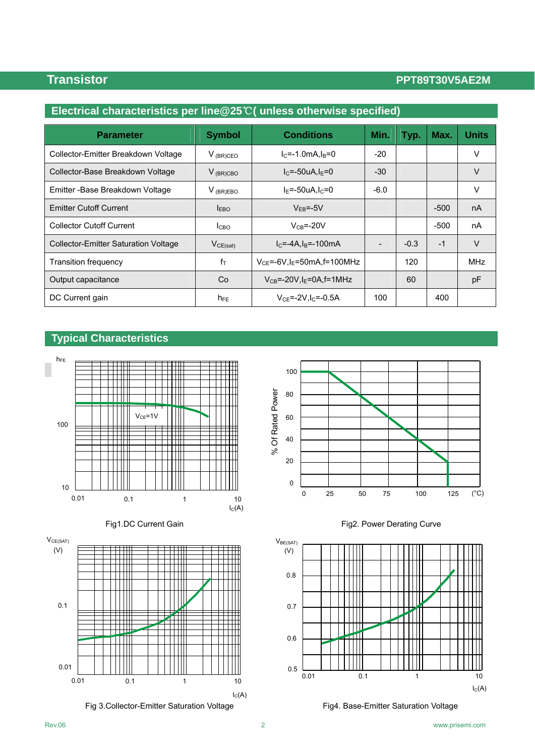## Electrical characteristics per line@25℃( unless otherwise specified)

| Parameter | Symbol | Conditions | Min. | Typ. | Max. | Units |
|---|---|---|---|---|---|---|
| Collector-Emitter Breakdown Voltage | $V_{(BR)CEO}$ | $I_C$=-1.0mA,$I_B$=0 | -20 | | | V |
| Collector-Base Breakdown Voltage | $V_{(BR)CBO}$ | $I_C$=-50uA,$I_E$=0 | -30 | | | V |
| Emitter -Base Breakdown Voltage | $V_{(BR)EBO}$ | $I_E$=-50uA,$I_C$=0 | -6.0 | | | V |
| Emitter Cutoff Current | $I_{EBO}$ | $V_{EB}$=-5V | | | -500 | nA |
| Collector Cutoff Current | $I_{CBO}$ | $V_{CB}$=-20V | | | -500 | nA |
| Collector-Emitter Saturation Voltage | $V_{CE(sat)}$ | $I_C$=-4A,$I_B$=-100mA | - | -0.3 | -1 | V |
| Transition frequency | $f_T$ | $V_{CE}$=-6V,$I_E$=50mA,f=100MHz | | 120 | | MHz |
| Output capacitance | Co | $V_{CB}$=-20V,$I_E$=0A,f=1MHz | | 60 | | pF |
| DC Current gain | $h_{FE}$ | $V_{CE}$=-2V,$I_C$=-0.5A | 100 | | 400 | |

## Typical Characteristics

Fig1.DC Current Gain

Fig2. Power Derating Curve

Fig 3.Collector-Emitter Saturation Voltage

Fig4. Base-Emitter Saturation Voltage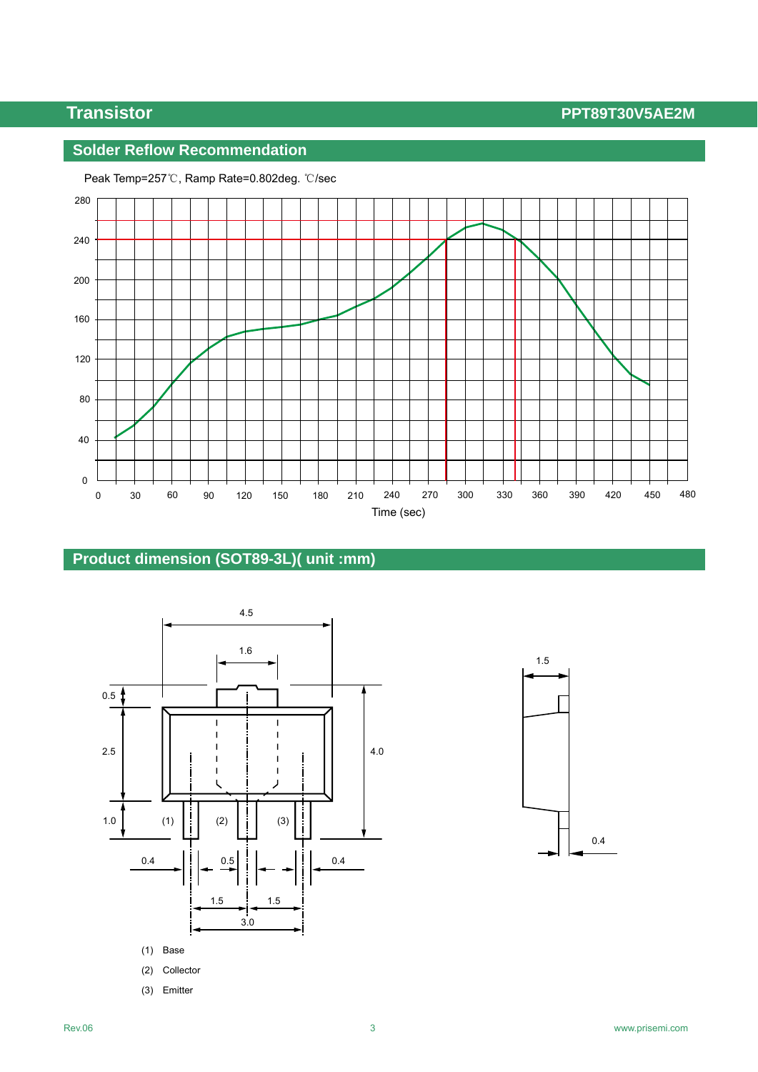## Solder Reflow Recommendation

Peak Temp=257℃, Ramp Rate=0.802deg. ℃/sec

## Product dimension (SOT89-3L)( unit :mm)

(1) Base

(2) Collector

(3) Emitter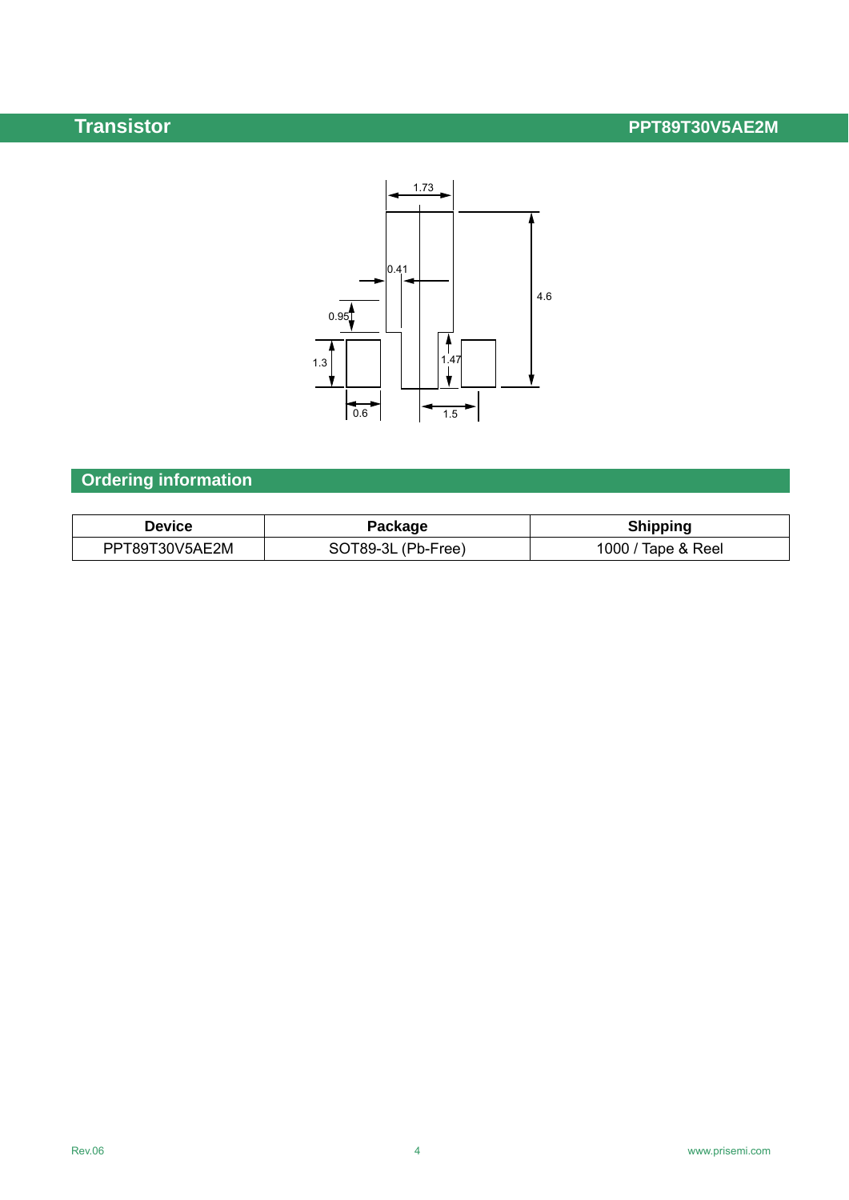## Ordering information

| Device | Package | Shipping |
| --- | --- | --- |
| PPT89T30V5AE2M | SOT89-3L (Pb-Free) | 1000 / Tape & Reel |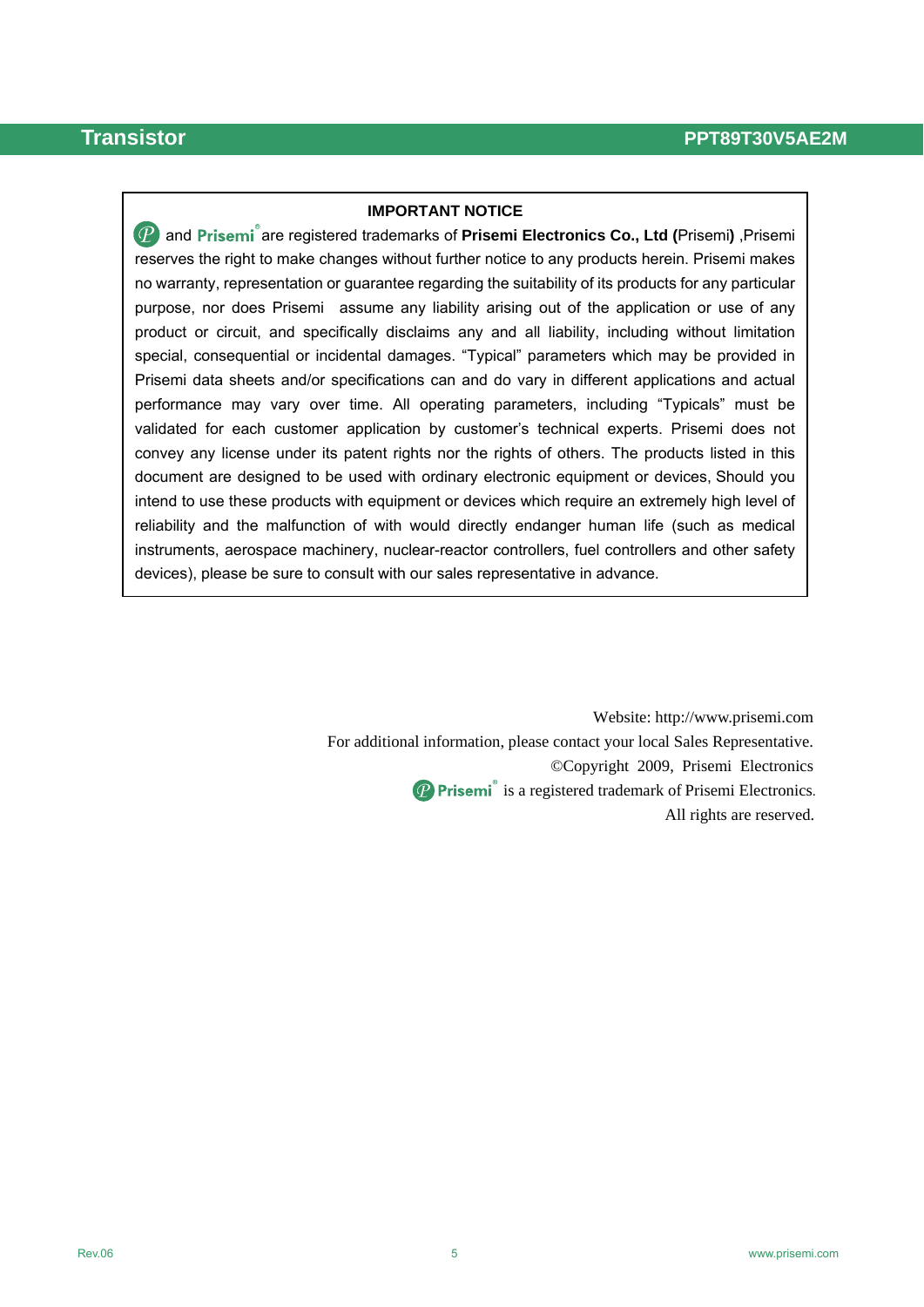**IMPORTANT NOTICE**

and **Prisemi**® are registered trademarks of **Prisemi Electronics Co., Ltd (**Prisemi**)** ,Prisemi reserves the right to make changes without further notice to any products herein. Prisemi makes no warranty, representation or guarantee regarding the suitability of its products for any particular purpose, nor does Prisemi assume any liability arising out of the application or use of any product or circuit, and specifically disclaims any and all liability, including without limitation special, consequential or incidental damages. “Typical” parameters which may be provided in Prisemi data sheets and/or specifications can and do vary in different applications and actual performance may vary over time. All operating parameters, including “Typicals” must be validated for each customer application by customer’s technical experts. Prisemi does not convey any license under its patent rights nor the rights of others. The products listed in this document are designed to be used with ordinary electronic equipment or devices, Should you intend to use these products with equipment or devices which require an extremely high level of reliability and the malfunction of with would directly endanger human life (such as medical instruments, aerospace machinery, nuclear-reactor controllers, fuel controllers and other safety devices), please be sure to consult with our sales representative in advance.

Website: http://www.prisemi.com

For additional information, please contact your local Sales Representative.

©Copyright 2009, Prisemi Electronics

Prisemi® is a registered trademark of Prisemi Electronics.

All rights are reserved.